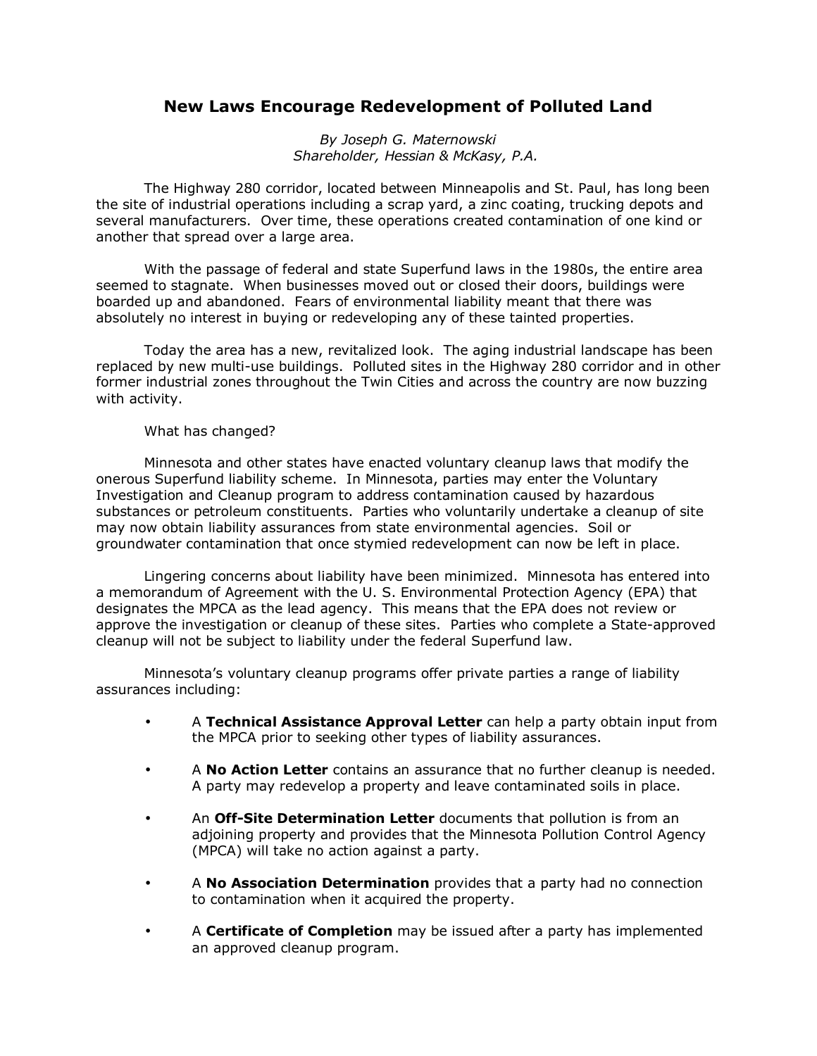# New Laws Encourage Redevelopment of Polluted Land

*By Joseph G. Maternowski*
*Shareholder, Hessian & McKasy, P.A.*

The Highway 280 corridor, located between Minneapolis and St. Paul, has long been the site of industrial operations including a scrap yard, a zinc coating, trucking depots and several manufacturers. Over time, these operations created contamination of one kind or another that spread over a large area.

With the passage of federal and state Superfund laws in the 1980s, the entire area seemed to stagnate. When businesses moved out or closed their doors, buildings were boarded up and abandoned. Fears of environmental liability meant that there was absolutely no interest in buying or redeveloping any of these tainted properties.

Today the area has a new, revitalized look. The aging industrial landscape has been replaced by new multi-use buildings. Polluted sites in the Highway 280 corridor and in other former industrial zones throughout the Twin Cities and across the country are now buzzing with activity.

What has changed?

Minnesota and other states have enacted voluntary cleanup laws that modify the onerous Superfund liability scheme. In Minnesota, parties may enter the Voluntary Investigation and Cleanup program to address contamination caused by hazardous substances or petroleum constituents. Parties who voluntarily undertake a cleanup of site may now obtain liability assurances from state environmental agencies. Soil or groundwater contamination that once stymied redevelopment can now be left in place.

Lingering concerns about liability have been minimized. Minnesota has entered into a memorandum of Agreement with the U. S. Environmental Protection Agency (EPA) that designates the MPCA as the lead agency. This means that the EPA does not review or approve the investigation or cleanup of these sites. Parties who complete a State-approved cleanup will not be subject to liability under the federal Superfund law.

Minnesota's voluntary cleanup programs offer private parties a range of liability assurances including:

- A **Technical Assistance Approval Letter** can help a party obtain input from the MPCA prior to seeking other types of liability assurances.
- A **No Action Letter** contains an assurance that no further cleanup is needed. A party may redevelop a property and leave contaminated soils in place.
- An **Off-Site Determination Letter** documents that pollution is from an adjoining property and provides that the Minnesota Pollution Control Agency (MPCA) will take no action against a party.
- A **No Association Determination** provides that a party had no connection to contamination when it acquired the property.
- A **Certificate of Completion** may be issued after a party has implemented an approved cleanup program.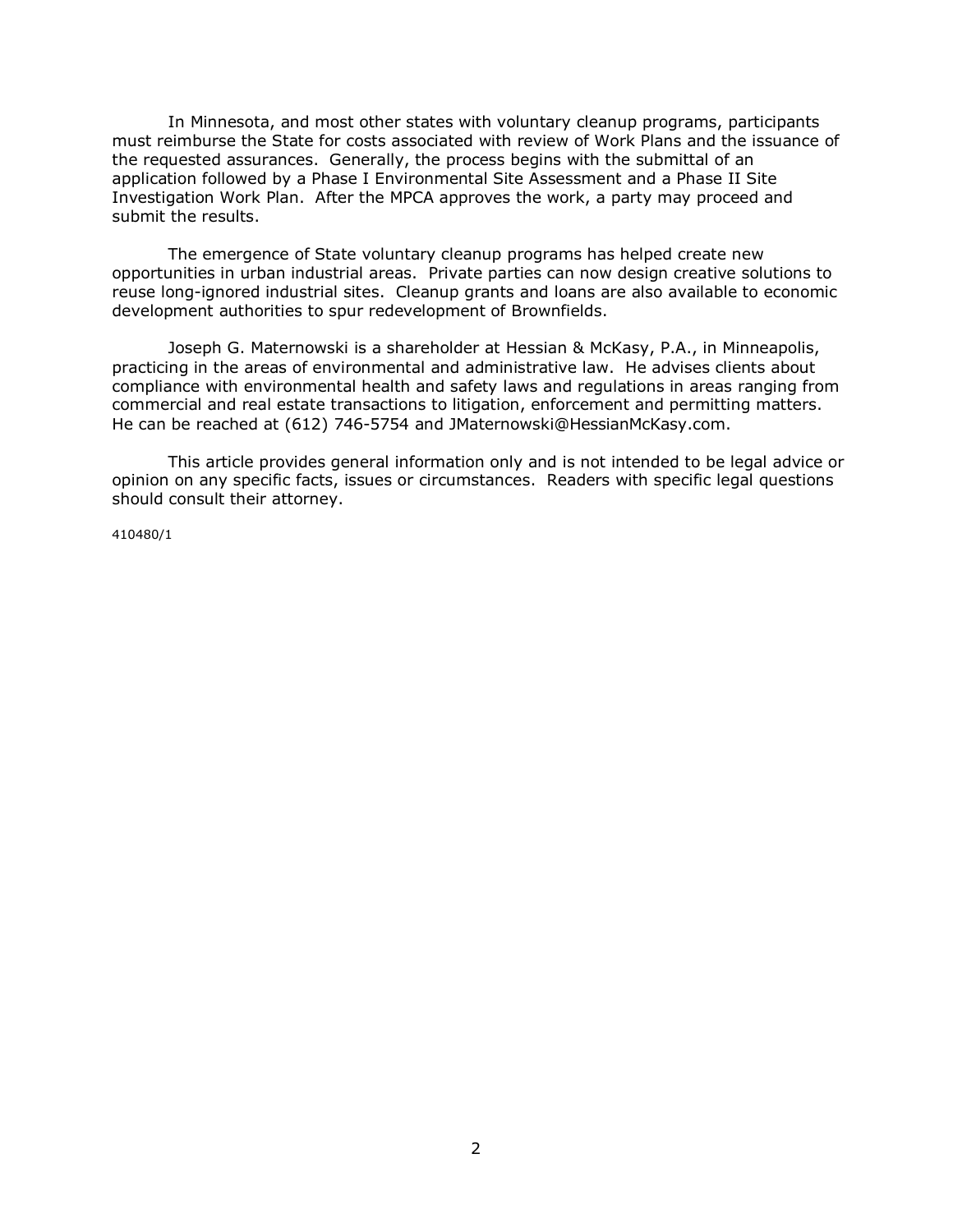In Minnesota, and most other states with voluntary cleanup programs, participants must reimburse the State for costs associated with review of Work Plans and the issuance of the requested assurances. Generally, the process begins with the submittal of an application followed by a Phase I Environmental Site Assessment and a Phase II Site Investigation Work Plan. After the MPCA approves the work, a party may proceed and submit the results.

The emergence of State voluntary cleanup programs has helped create new opportunities in urban industrial areas. Private parties can now design creative solutions to reuse long-ignored industrial sites. Cleanup grants and loans are also available to economic development authorities to spur redevelopment of Brownfields.

Joseph G. Maternowski is a shareholder at Hessian & McKasy, P.A., in Minneapolis, practicing in the areas of environmental and administrative law. He advises clients about compliance with environmental health and safety laws and regulations in areas ranging from commercial and real estate transactions to litigation, enforcement and permitting matters. He can be reached at (612) 746-5754 and JMaternowski@HessianMcKasy.com.

This article provides general information only and is not intended to be legal advice or opinion on any specific facts, issues or circumstances. Readers with specific legal questions should consult their attorney.

410480/1